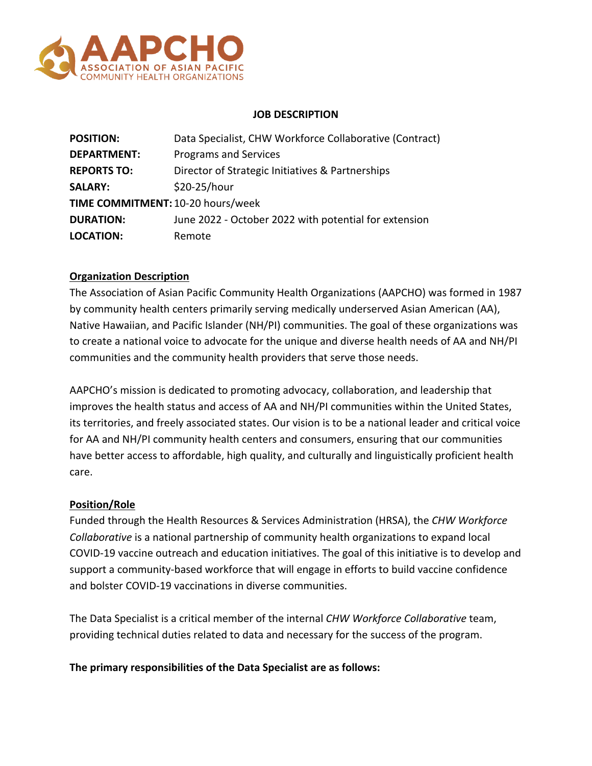AAPCHO
ASSOCIATION OF ASIAN PACIFIC COMMUNITY HEALTH ORGANIZATIONS

## JOB DESCRIPTION

**POSITION:** Data Specialist, CHW Workforce Collaborative (Contract)
**DEPARTMENT:** Programs and Services
**REPORTS TO:** Director of Strategic Initiatives & Partnerships
**SALARY:** $20-25/hour
**TIME COMMITMENT:** 10-20 hours/week
**DURATION:** June 2022 - October 2022 with potential for extension
**LOCATION:** Remote

### Organization Description

The Association of Asian Pacific Community Health Organizations (AAPCHO) was formed in 1987 by community health centers primarily serving medically underserved Asian American (AA), Native Hawaiian, and Pacific Islander (NH/PI) communities. The goal of these organizations was to create a national voice to advocate for the unique and diverse health needs of AA and NH/PI communities and the community health providers that serve those needs.

AAPCHO's mission is dedicated to promoting advocacy, collaboration, and leadership that improves the health status and access of AA and NH/PI communities within the United States, its territories, and freely associated states. Our vision is to be a national leader and critical voice for AA and NH/PI community health centers and consumers, ensuring that our communities have better access to affordable, high quality, and culturally and linguistically proficient health care.

### Position/Role

Funded through the Health Resources & Services Administration (HRSA), the *CHW Workforce Collaborative* is a national partnership of community health organizations to expand local COVID-19 vaccine outreach and education initiatives. The goal of this initiative is to develop and support a community-based workforce that will engage in efforts to build vaccine confidence and bolster COVID-19 vaccinations in diverse communities.

The Data Specialist is a critical member of the internal *CHW Workforce Collaborative* team, providing technical duties related to data and necessary for the success of the program.

**The primary responsibilities of the Data Specialist are as follows:**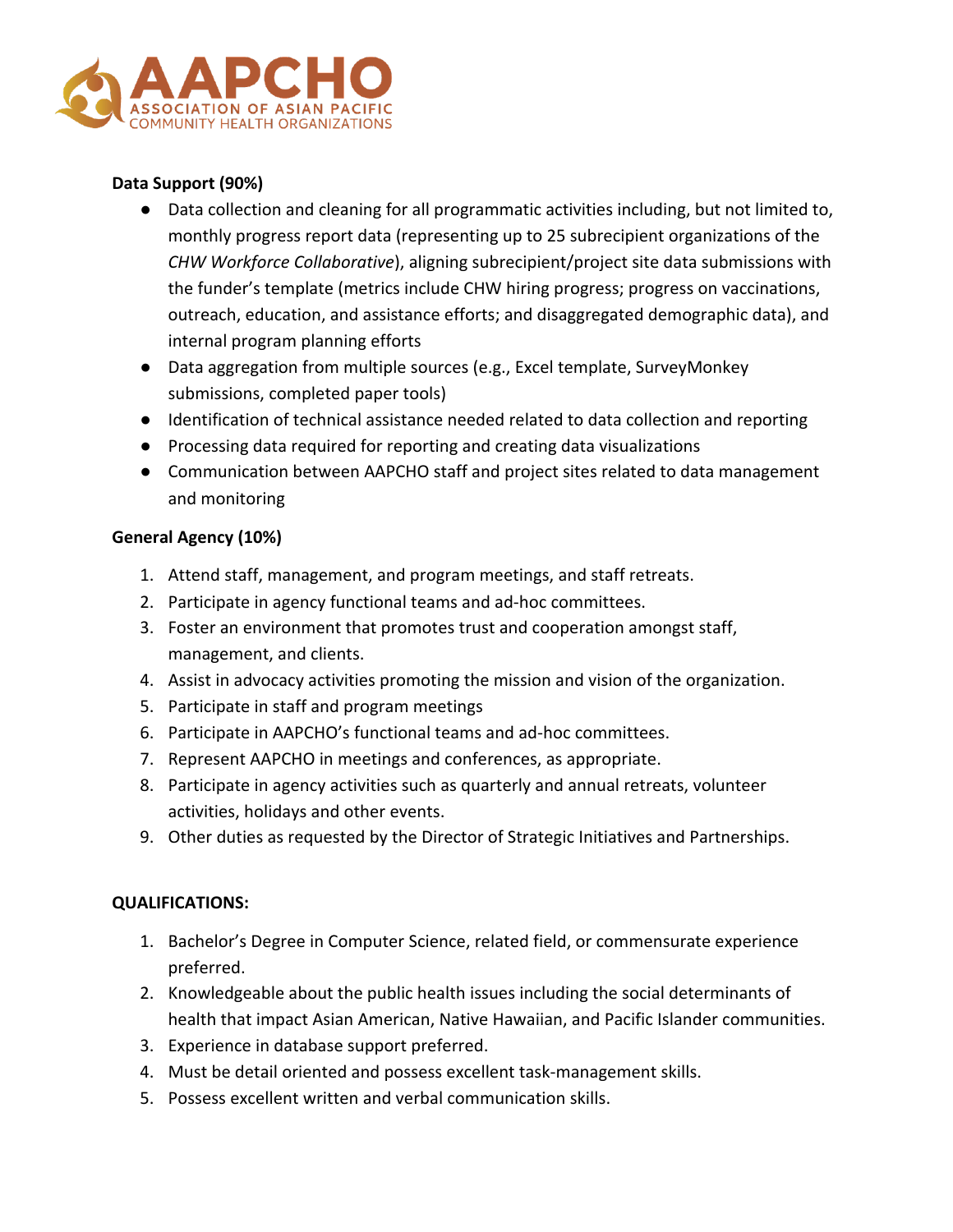**Data Support (90%)**

- Data collection and cleaning for all programmatic activities including, but not limited to, monthly progress report data (representing up to 25 subrecipient organizations of the *CHW Workforce Collaborative*), aligning subrecipient/project site data submissions with the funder's template (metrics include CHW hiring progress; progress on vaccinations, outreach, education, and assistance efforts; and disaggregated demographic data), and internal program planning efforts
- Data aggregation from multiple sources (e.g., Excel template, SurveyMonkey submissions, completed paper tools)
- Identification of technical assistance needed related to data collection and reporting
- Processing data required for reporting and creating data visualizations
- Communication between AAPCHO staff and project sites related to data management and monitoring

**General Agency (10%)**

1. Attend staff, management, and program meetings, and staff retreats.
2. Participate in agency functional teams and ad-hoc committees.
3. Foster an environment that promotes trust and cooperation amongst staff, management, and clients.
4. Assist in advocacy activities promoting the mission and vision of the organization.
5. Participate in staff and program meetings
6. Participate in AAPCHO's functional teams and ad-hoc committees.
7. Represent AAPCHO in meetings and conferences, as appropriate.
8. Participate in agency activities such as quarterly and annual retreats, volunteer activities, holidays and other events.
9. Other duties as requested by the Director of Strategic Initiatives and Partnerships.

**QUALIFICATIONS:**

1. Bachelor's Degree in Computer Science, related field, or commensurate experience preferred.
2. Knowledgeable about the public health issues including the social determinants of health that impact Asian American, Native Hawaiian, and Pacific Islander communities.
3. Experience in database support preferred.
4. Must be detail oriented and possess excellent task-management skills.
5. Possess excellent written and verbal communication skills.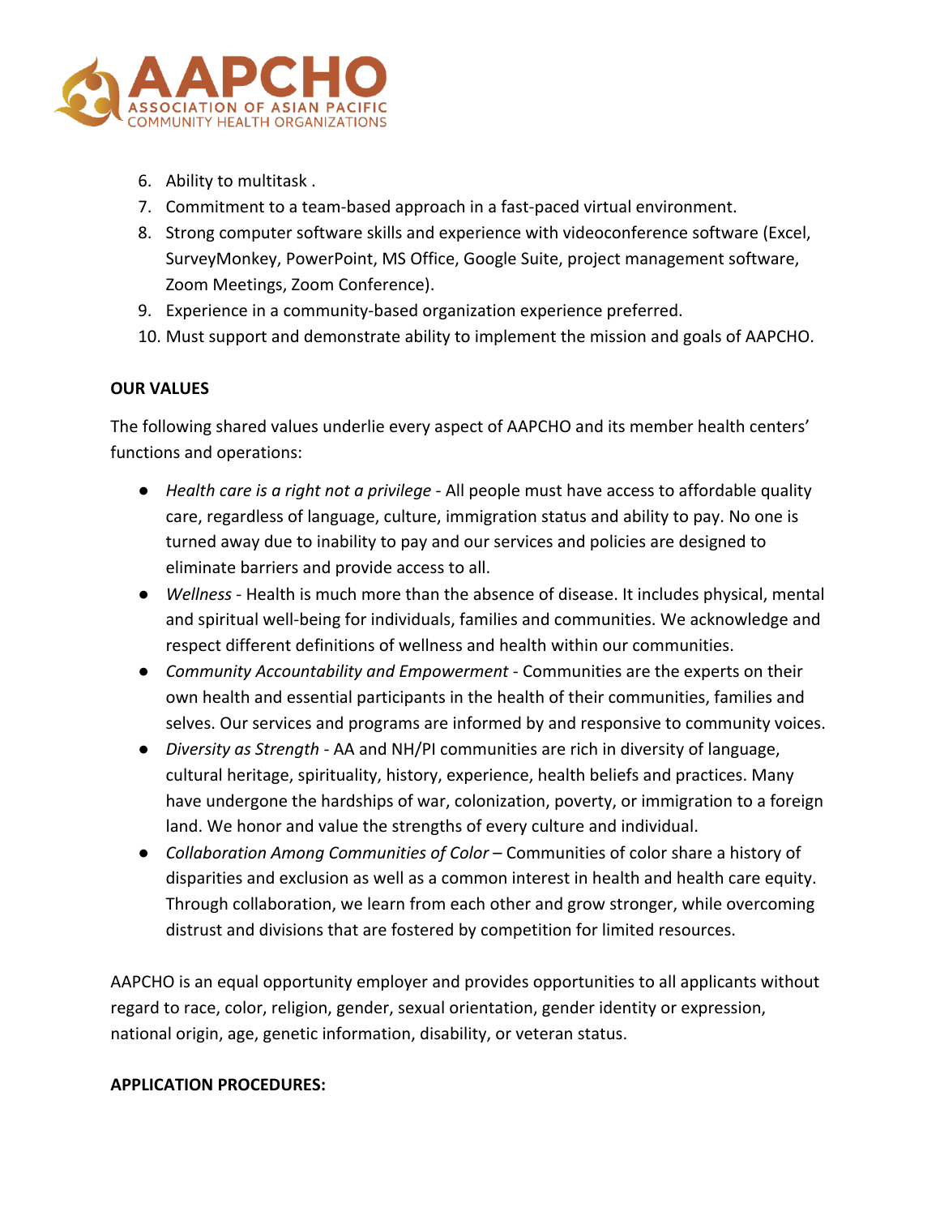6. Ability to multitask .
7. Commitment to a team-based approach in a fast-paced virtual environment.
8. Strong computer software skills and experience with videoconference software (Excel, SurveyMonkey, PowerPoint, MS Office, Google Suite, project management software, Zoom Meetings, Zoom Conference).
9. Experience in a community-based organization experience preferred.
10. Must support and demonstrate ability to implement the mission and goals of AAPCHO.

**OUR VALUES**

The following shared values underlie every aspect of AAPCHO and its member health centers' functions and operations:

- *Health care is a right not a privilege* - All people must have access to affordable quality care, regardless of language, culture, immigration status and ability to pay. No one is turned away due to inability to pay and our services and policies are designed to eliminate barriers and provide access to all.
- *Wellness* - Health is much more than the absence of disease. It includes physical, mental and spiritual well-being for individuals, families and communities. We acknowledge and respect different definitions of wellness and health within our communities.
- *Community Accountability and Empowerment* - Communities are the experts on their own health and essential participants in the health of their communities, families and selves. Our services and programs are informed by and responsive to community voices.
- *Diversity as Strength* - AA and NH/PI communities are rich in diversity of language, cultural heritage, spirituality, history, experience, health beliefs and practices. Many have undergone the hardships of war, colonization, poverty, or immigration to a foreign land. We honor and value the strengths of every culture and individual.
- *Collaboration Among Communities of Color* – Communities of color share a history of disparities and exclusion as well as a common interest in health and health care equity. Through collaboration, we learn from each other and grow stronger, while overcoming distrust and divisions that are fostered by competition for limited resources.

AAPCHO is an equal opportunity employer and provides opportunities to all applicants without regard to race, color, religion, gender, sexual orientation, gender identity or expression, national origin, age, genetic information, disability, or veteran status.

**APPLICATION PROCEDURES:**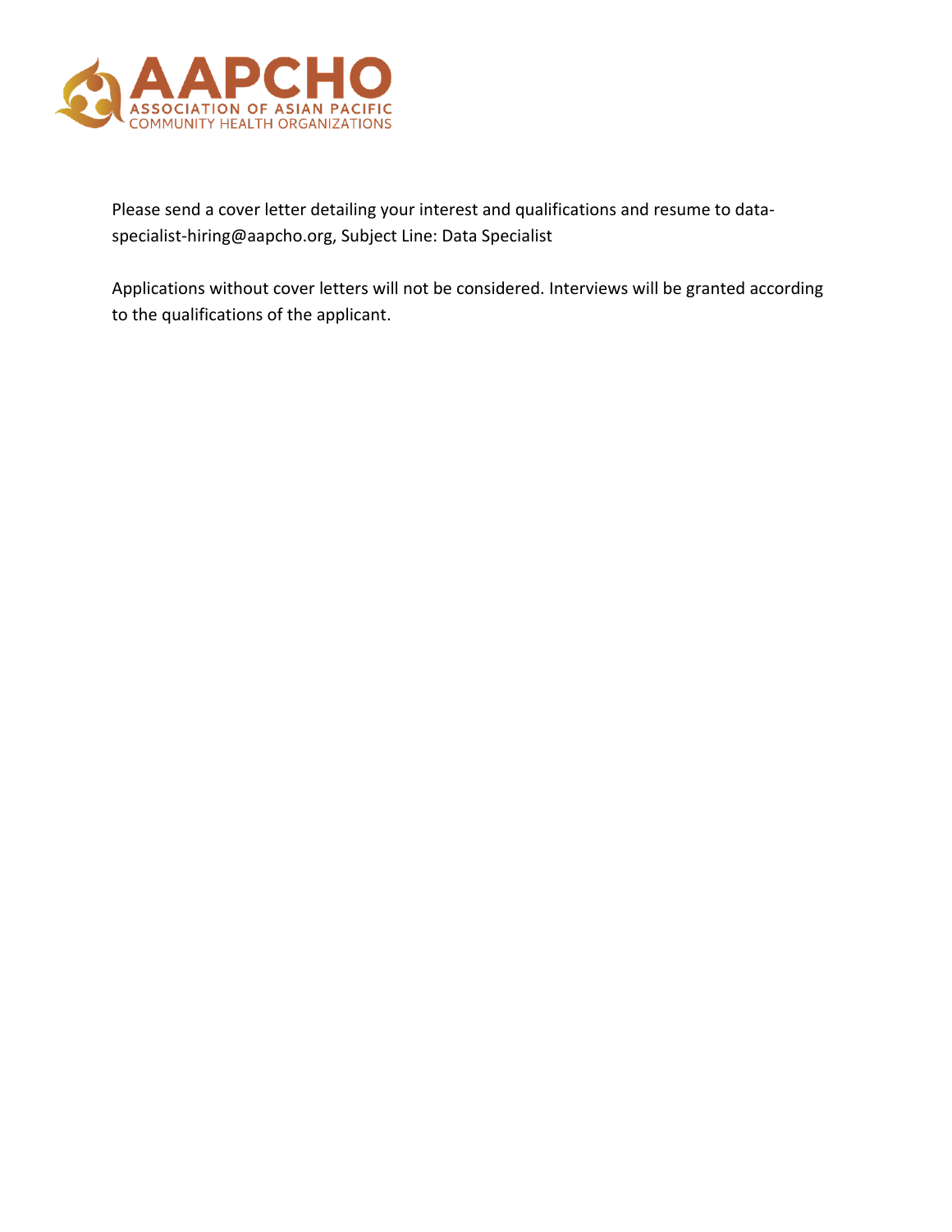Please send a cover letter detailing your interest and qualifications and resume to data-specialist-hiring@aapcho.org, Subject Line: Data Specialist

Applications without cover letters will not be considered. Interviews will be granted according to the qualifications of the applicant.